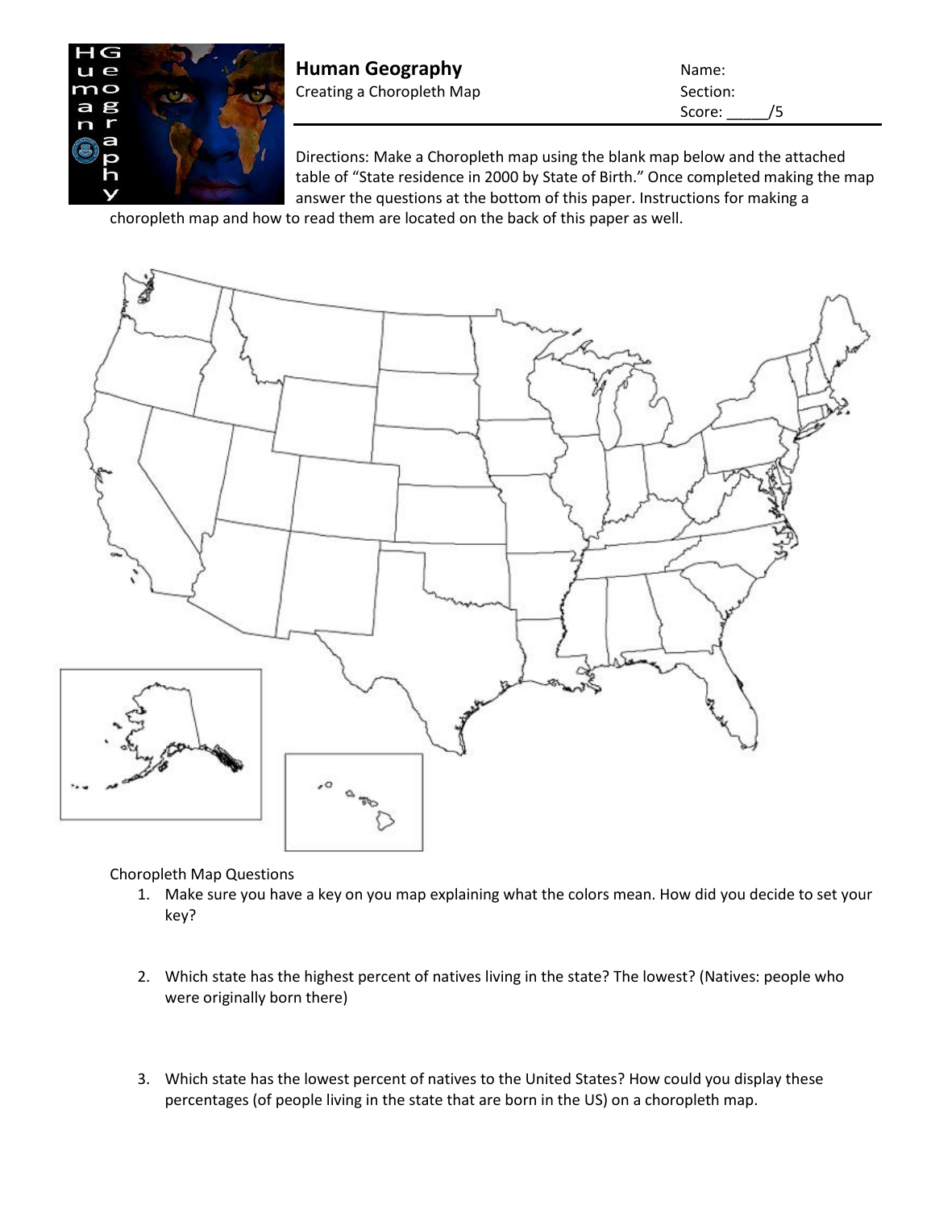# Human Geography

Creating a Choropleth Map

Name:

Section:

Score: _____/5

Directions: Make a Choropleth map using the blank map below and the attached table of "State residence in 2000 by State of Birth." Once completed making the map answer the questions at the bottom of this paper. Instructions for making a choropleth map and how to read them are located on the back of this paper as well.

Choropleth Map Questions

1. Make sure you have a key on you map explaining what the colors mean. How did you decide to set your key?

2. Which state has the highest percent of natives living in the state? The lowest? (Natives: people who were originally born there)

3. Which state has the lowest percent of natives to the United States? How could you display these percentages (of people living in the state that are born in the US) on a choropleth map.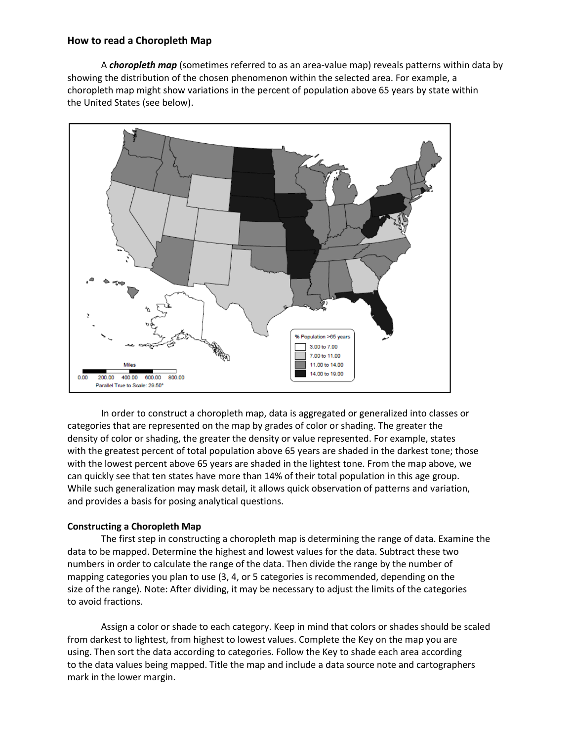## How to read a Choropleth Map

A ***choropleth map*** (sometimes referred to as an area-value map) reveals patterns within data by showing the distribution of the chosen phenomenon within the selected area. For example, a choropleth map might show variations in the percent of population above 65 years by state within the United States (see below).

In order to construct a choropleth map, data is aggregated or generalized into classes or categories that are represented on the map by grades of color or shading. The greater the density of color or shading, the greater the density or value represented. For example, states with the greatest percent of total population above 65 years are shaded in the darkest tone; those with the lowest percent above 65 years are shaded in the lightest tone. From the map above, we can quickly see that ten states have more than 14% of their total population in this age group. While such generalization may mask detail, it allows quick observation of patterns and variation, and provides a basis for posing analytical questions.

### Constructing a Choropleth Map

The first step in constructing a choropleth map is determining the range of data. Examine the data to be mapped. Determine the highest and lowest values for the data. Subtract these two numbers in order to calculate the range of the data. Then divide the range by the number of mapping categories you plan to use (3, 4, or 5 categories is recommended, depending on the size of the range). Note: After dividing, it may be necessary to adjust the limits of the categories to avoid fractions.

Assign a color or shade to each category. Keep in mind that colors or shades should be scaled from darkest to lightest, from highest to lowest values. Complete the Key on the map you are using. Then sort the data according to categories. Follow the Key to shade each area according to the data values being mapped. Title the map and include a data source note and cartographers mark in the lower margin.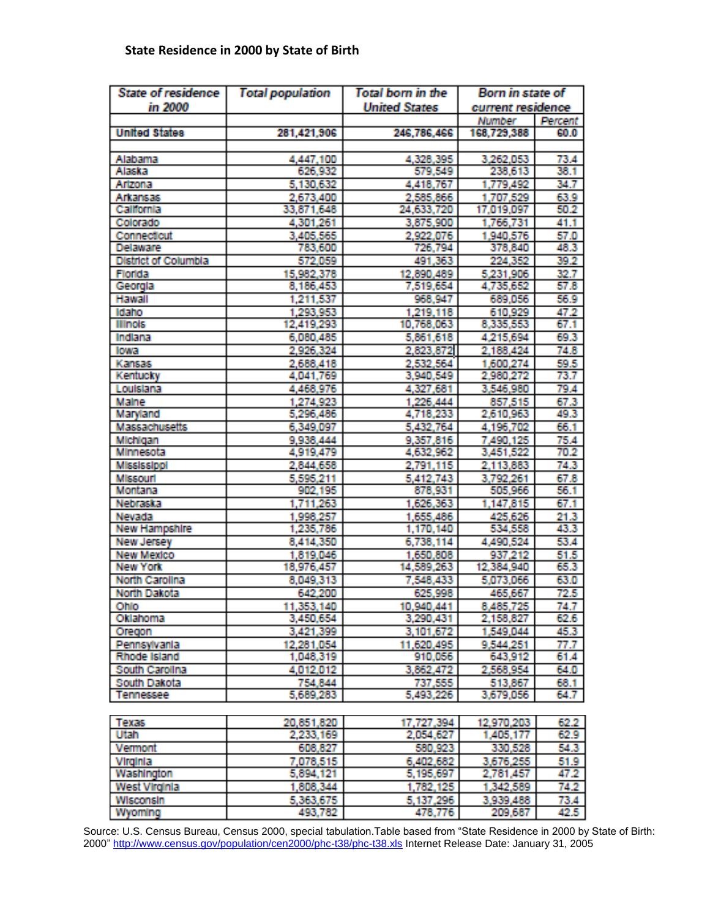**State Residence in 2000 by State of Birth**

| State of residence in 2000 | Total population | Total born in the United States | Born in state of current residence | |
|---|---|---|---|---|
| | | | Number | Percent |
| United States | 281,421,906 | 246,786,466 | 168,729,388 | 60.0 |
| | | | | |
| Alabama | 4,447,100 | 4,328,395 | 3,262,053 | 73.4 |
| Alaska | 626,932 | 579,549 | 238,613 | 38.1 |
| Arizona | 5,130,632 | 4,418,767 | 1,779,492 | 34.7 |
| Arkansas | 2,673,400 | 2,585,866 | 1,707,529 | 63.9 |
| California | 33,871,648 | 24,633,720 | 17,019,097 | 50.2 |
| Colorado | 4,301,261 | 3,875,900 | 1,766,731 | 41.1 |
| Connecticut | 3,405,565 | 2,922,076 | 1,940,576 | 57.0 |
| Delaware | 783,600 | 726,794 | 378,840 | 48.3 |
| District of Columbia | 572,059 | 491,363 | 224,352 | 39.2 |
| Florida | 15,982,378 | 12,890,489 | 5,231,906 | 32.7 |
| Georgia | 8,186,453 | 7,519,654 | 4,735,652 | 57.8 |
| Hawaii | 1,211,537 | 968,947 | 689,056 | 56.9 |
| Idaho | 1,293,953 | 1,219,118 | 610,929 | 47.2 |
| Illinois | 12,419,293 | 10,768,063 | 8,335,553 | 67.1 |
| Indiana | 6,080,485 | 5,861,618 | 4,215,694 | 69.3 |
| Iowa | 2,926,324 | 2,823,872 | 2,188,424 | 74.8 |
| Kansas | 2,688,418 | 2,532,564 | 1,600,274 | 59.5 |
| Kentucky | 4,041,769 | 3,940,549 | 2,980,272 | 73.7 |
| Louisiana | 4,468,976 | 4,327,681 | 3,546,980 | 79.4 |
| Maine | 1,274,923 | 1,226,444 | 857,515 | 67.3 |
| Maryland | 5,296,486 | 4,718,233 | 2,610,963 | 49.3 |
| Massachusetts | 6,349,097 | 5,432,764 | 4,196,702 | 66.1 |
| Michigan | 9,938,444 | 9,357,816 | 7,490,125 | 75.4 |
| Minnesota | 4,919,479 | 4,632,962 | 3,451,522 | 70.2 |
| Mississippi | 2,844,658 | 2,791,115 | 2,113,883 | 74.3 |
| Missouri | 5,595,211 | 5,412,743 | 3,792,261 | 67.8 |
| Montana | 902,195 | 878,931 | 505,966 | 56.1 |
| Nebraska | 1,711,263 | 1,626,363 | 1,147,815 | 67.1 |
| Nevada | 1,998,257 | 1,655,486 | 425,626 | 21.3 |
| New Hampshire | 1,235,786 | 1,170,140 | 534,558 | 43.3 |
| New Jersey | 8,414,350 | 6,738,114 | 4,490,524 | 53.4 |
| New Mexico | 1,819,046 | 1,650,808 | 937,212 | 51.5 |
| New York | 18,976,457 | 14,589,263 | 12,384,940 | 65.3 |
| North Carolina | 8,049,313 | 7,548,433 | 5,073,066 | 63.0 |
| North Dakota | 642,200 | 625,998 | 465,667 | 72.5 |
| Ohio | 11,353,140 | 10,940,441 | 8,485,725 | 74.7 |
| Oklahoma | 3,450,654 | 3,290,431 | 2,158,827 | 62.6 |
| Oregon | 3,421,399 | 3,101,672 | 1,549,044 | 45.3 |
| Pennsylvania | 12,281,054 | 11,620,495 | 9,544,251 | 77.7 |
| Rhode Island | 1,048,319 | 910,056 | 643,912 | 61.4 |
| South Carolina | 4,012,012 | 3,862,472 | 2,568,954 | 64.0 |
| South Dakota | 754,844 | 737,555 | 513,867 | 68.1 |
| Tennessee | 5,689,283 | 5,493,226 | 3,679,056 | 64.7 |
| Texas | 20,851,820 | 17,727,394 | 12,970,203 | 62.2 |
| Utah | 2,233,169 | 2,054,627 | 1,405,177 | 62.9 |
| Vermont | 608,827 | 580,923 | 330,528 | 54.3 |
| Virginia | 7,078,515 | 6,402,682 | 3,676,255 | 51.9 |
| Washington | 5,894,121 | 5,195,697 | 2,781,457 | 47.2 |
| West Virginia | 1,808,344 | 1,782,125 | 1,342,589 | 74.2 |
| Wisconsin | 5,363,675 | 5,137,296 | 3,939,488 | 73.4 |
| Wyoming | 493,782 | 478,776 | 209,687 | 42.5 |

Source: U.S. Census Bureau, Census 2000, special tabulation.Table based from "State Residence in 2000 by State of Birth: 2000" http://www.census.gov/population/cen2000/phc-t38/phc-t38.xls Internet Release Date: January 31, 2005